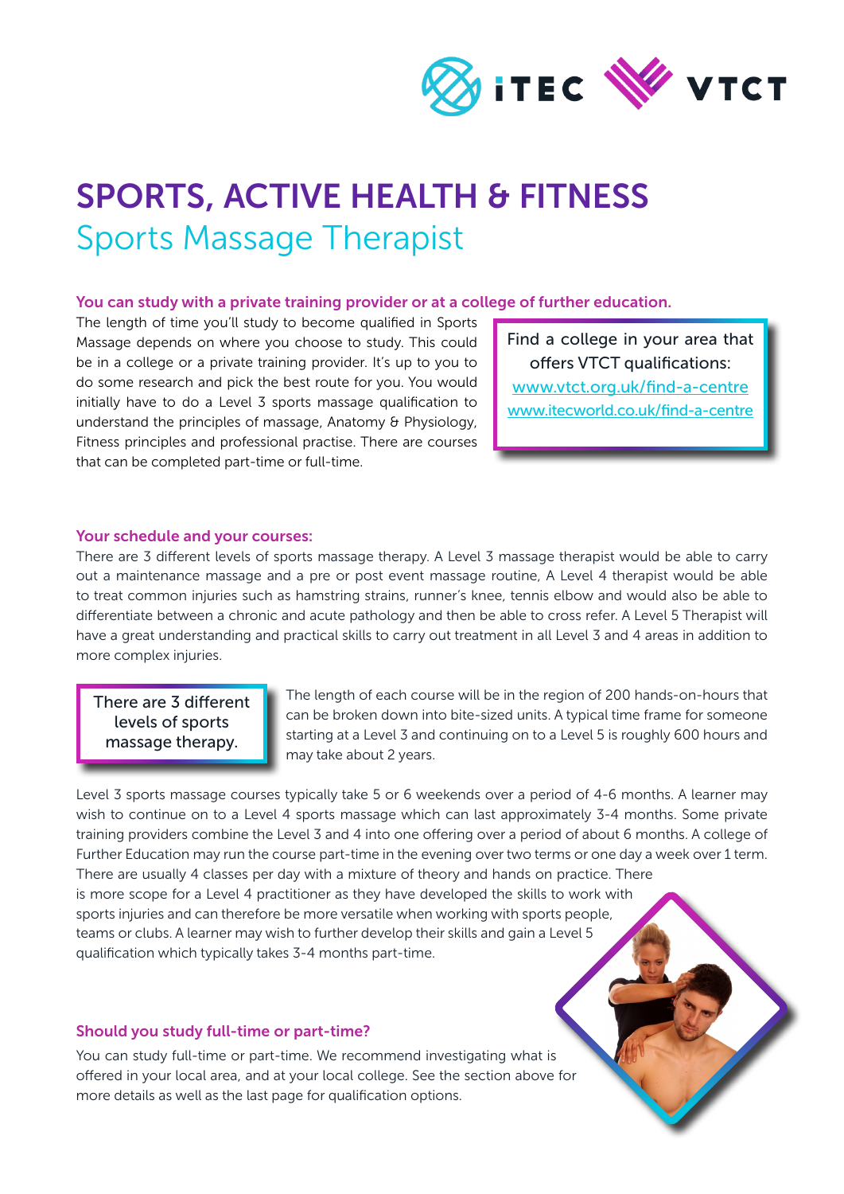# SPORTS, ACTIVE HEALTH & FITNESS

## Sports Massage Therapist

### You can study with a private training provider or at a college of further education.

The length of time you'll study to become qualified in Sports Massage depends on where you choose to study. This could be in a college or a private training provider. It's up to you to do some research and pick the best route for you. You would initially have to do a Level 3 sports massage qualification to understand the principles of massage, Anatomy & Physiology, Fitness principles and professional practise. There are courses that can be completed part-time or full-time.

> Find a college in your area that offers VTCT qualifications:
> www.vtct.org.uk/find-a-centre
> www.itecworld.co.uk/find-a-centre

### Your schedule and your courses:

There are 3 different levels of sports massage therapy. A Level 3 massage therapist would be able to carry out a maintenance massage and a pre or post event massage routine, A Level 4 therapist would be able to treat common injuries such as hamstring strains, runner's knee, tennis elbow and would also be able to differentiate between a chronic and acute pathology and then be able to cross refer. A Level 5 Therapist will have a great understanding and practical skills to carry out treatment in all Level 3 and 4 areas in addition to more complex injuries.

> There are 3 different levels of sports massage therapy.

The length of each course will be in the region of 200 hands-on-hours that can be broken down into bite-sized units. A typical time frame for someone starting at a Level 3 and continuing on to a Level 5 is roughly 600 hours and may take about 2 years.

Level 3 sports massage courses typically take 5 or 6 weekends over a period of 4-6 months. A learner may wish to continue on to a Level 4 sports massage which can last approximately 3-4 months. Some private training providers combine the Level 3 and 4 into one offering over a period of about 6 months. A college of Further Education may run the course part-time in the evening over two terms or one day a week over 1 term. There are usually 4 classes per day with a mixture of theory and hands on practice. There is more scope for a Level 4 practitioner as they have developed the skills to work with sports injuries and can therefore be more versatile when working with sports people, teams or clubs. A learner may wish to further develop their skills and gain a Level 5 qualification which typically takes 3-4 months part-time.

### Should you study full-time or part-time?

You can study full-time or part-time. We recommend investigating what is offered in your local area, and at your local college. See the section above for more details as well as the last page for qualification options.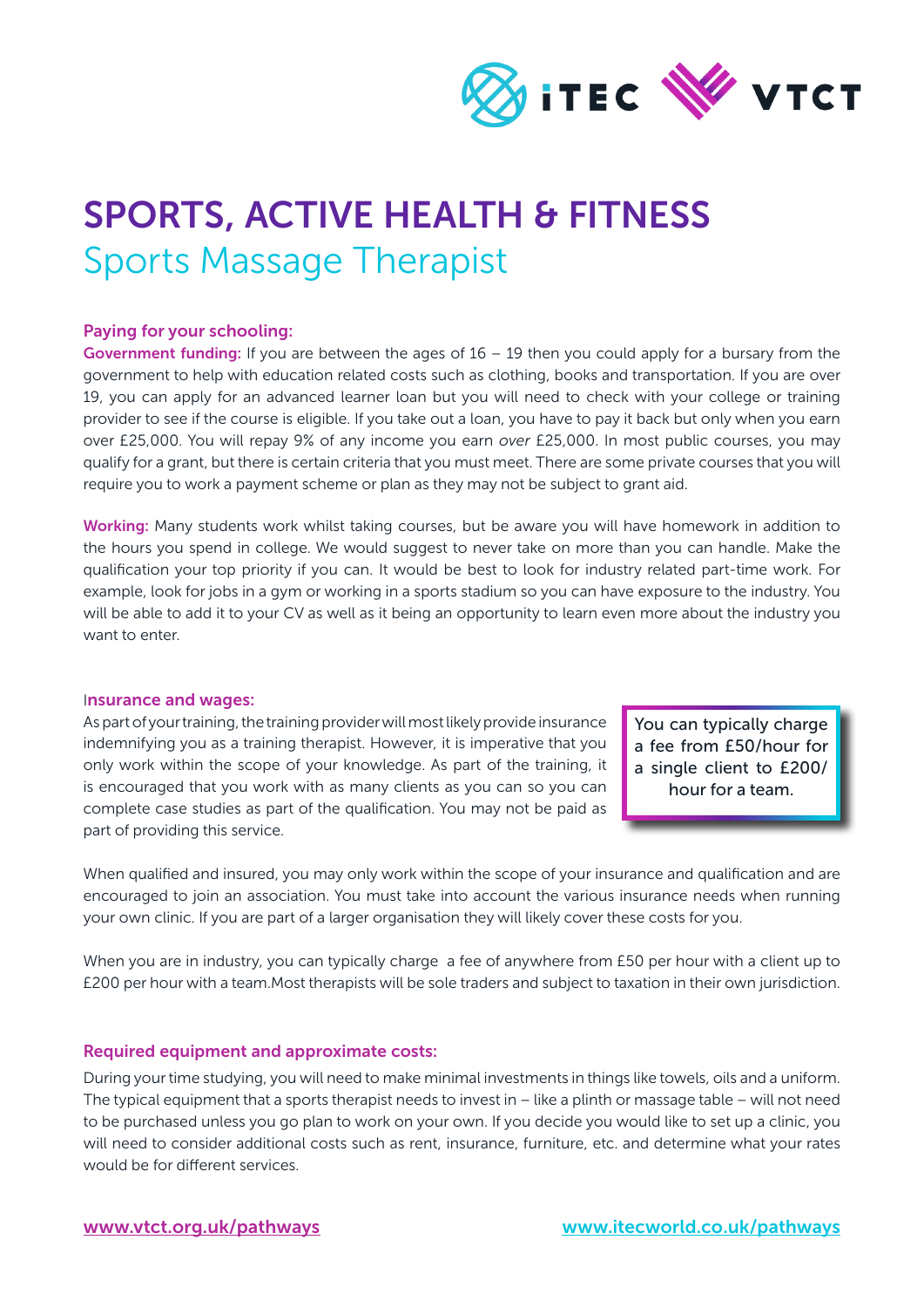# SPORTS, ACTIVE HEALTH & FITNESS

## Sports Massage Therapist

### Paying for your schooling:

**Government funding:** If you are between the ages of 16 – 19 then you could apply for a bursary from the government to help with education related costs such as clothing, books and transportation. If you are over 19, you can apply for an advanced learner loan but you will need to check with your college or training provider to see if the course is eligible. If you take out a loan, you have to pay it back but only when you earn over £25,000. You will repay 9% of any income you earn *over* £25,000. In most public courses, you may qualify for a grant, but there is certain criteria that you must meet. There are some private courses that you will require you to work a payment scheme or plan as they may not be subject to grant aid.

**Working:** Many students work whilst taking courses, but be aware you will have homework in addition to the hours you spend in college. We would suggest to never take on more than you can handle. Make the qualification your top priority if you can. It would be best to look for industry related part-time work. For example, look for jobs in a gym or working in a sports stadium so you can have exposure to the industry. You will be able to add it to your CV as well as it being an opportunity to learn even more about the industry you want to enter.

### Insurance and wages:

As part of your training, the training provider will most likely provide insurance indemnifying you as a training therapist. However, it is imperative that you only work within the scope of your knowledge. As part of the training, it is encouraged that you work with as many clients as you can so you can complete case studies as part of the qualification. You may not be paid as part of providing this service.

> You can typically charge a fee from £50/hour for a single client to £200/hour for a team.

When qualified and insured, you may only work within the scope of your insurance and qualification and are encouraged to join an association. You must take into account the various insurance needs when running your own clinic. If you are part of a larger organisation they will likely cover these costs for you.

When you are in industry, you can typically charge a fee of anywhere from £50 per hour with a client up to £200 per hour with a team.Most therapists will be sole traders and subject to taxation in their own jurisdiction.

### Required equipment and approximate costs:

During your time studying, you will need to make minimal investments in things like towels, oils and a uniform. The typical equipment that a sports therapist needs to invest in – like a plinth or massage table – will not need to be purchased unless you go plan to work on your own. If you decide you would like to set up a clinic, you will need to consider additional costs such as rent, insurance, furniture, etc. and determine what your rates would be for different services.

www.vtct.org.uk/pathways www.itecworld.co.uk/pathways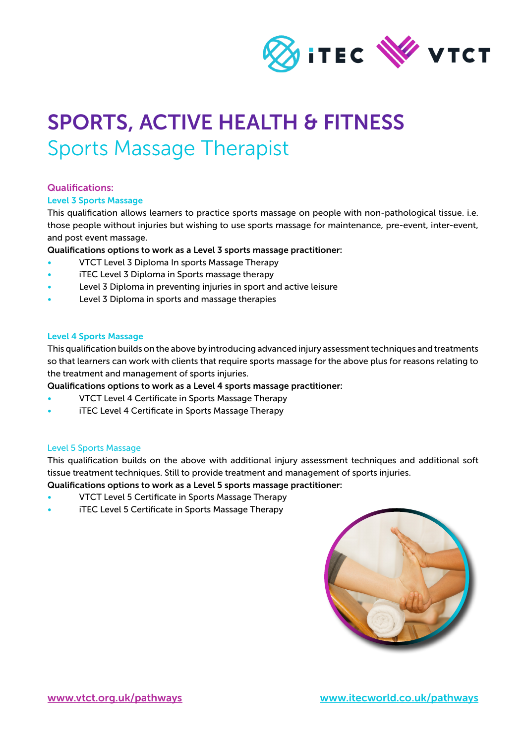# SPORTS, ACTIVE HEALTH & FITNESS

## Sports Massage Therapist

### Qualifications:

#### Level 3 Sports Massage

This qualification allows learners to practice sports massage on people with non-pathological tissue. i.e. those people without injuries but wishing to use sports massage for maintenance, pre-event, inter-event, and post event massage.

**Qualifications options to work as a Level 3 sports massage practitioner:**

- VTCT Level 3 Diploma In sports Massage Therapy
- iTEC Level 3 Diploma in Sports massage therapy
- Level 3 Diploma in preventing injuries in sport and active leisure
- Level 3 Diploma in sports and massage therapies

#### Level 4 Sports Massage

This qualification builds on the above by introducing advanced injury assessment techniques and treatments so that learners can work with clients that require sports massage for the above plus for reasons relating to the treatment and management of sports injuries.

**Qualifications options to work as a Level 4 sports massage practitioner:**

- VTCT Level 4 Certificate in Sports Massage Therapy
- iTEC Level 4 Certificate in Sports Massage Therapy

#### Level 5 Sports Massage

This qualification builds on the above with additional injury assessment techniques and additional soft tissue treatment techniques. Still to provide treatment and management of sports injuries.

**Qualifications options to work as a Level 5 sports massage practitioner:**

- VTCT Level 5 Certificate in Sports Massage Therapy
- iTEC Level 5 Certificate in Sports Massage Therapy

www.vtct.org.uk/pathways

www.itecworld.co.uk/pathways